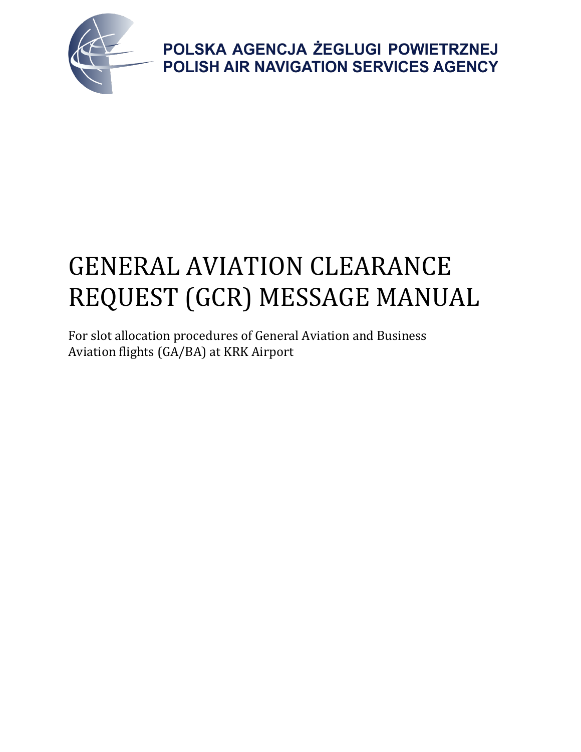POLSKA AGENCJA ŻEGLUGI POWIETRZNEJ
POLISH AIR NAVIGATION SERVICES AGENCY

# GENERAL AVIATION CLEARANCE REQUEST (GCR) MESSAGE MANUAL

For slot allocation procedures of General Aviation and Business Aviation flights (GA/BA) at KRK Airport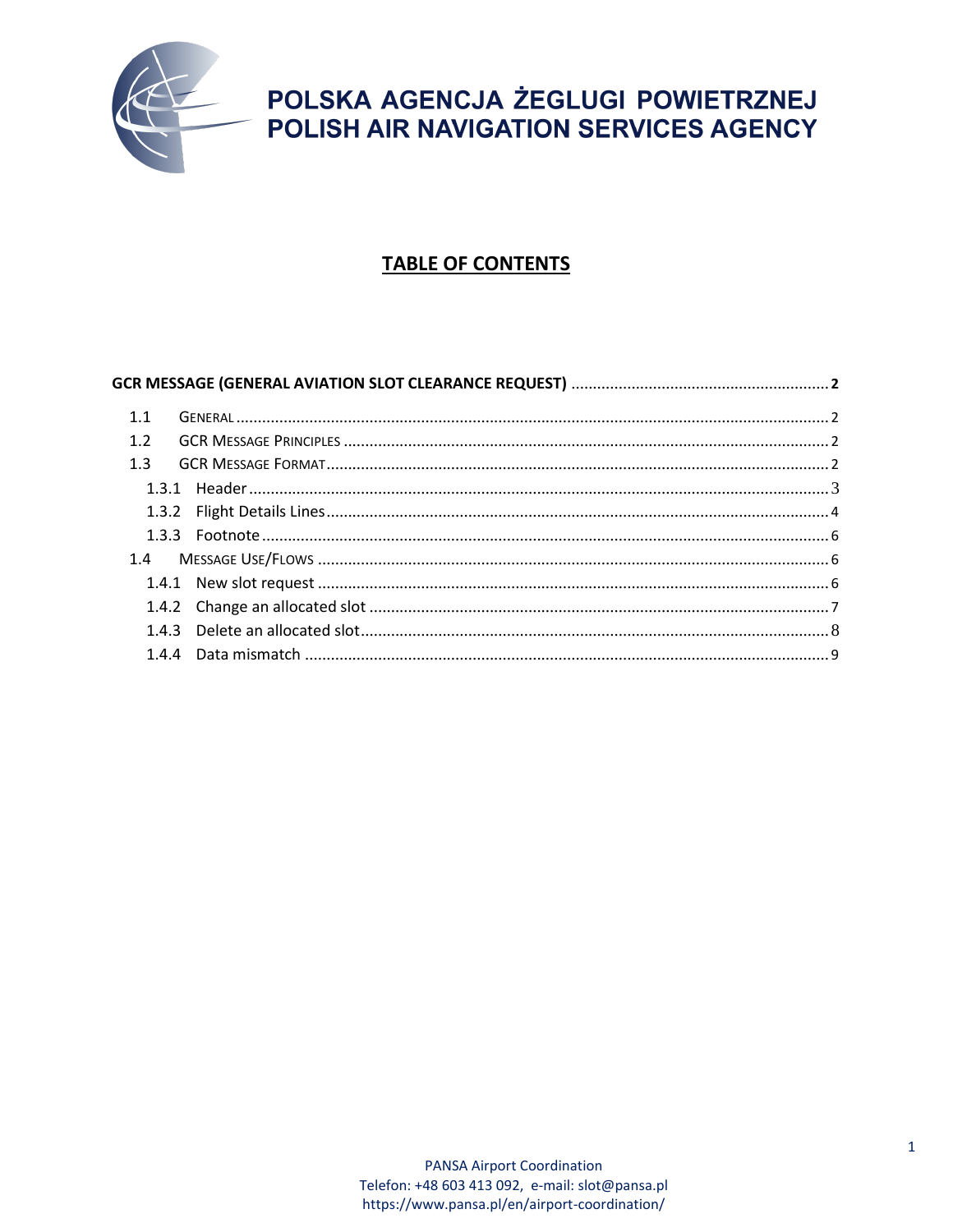POLSKA AGENCJA ŻEGLUGI POWIETRZNEJ
POLISH AIR NAVIGATION SERVICES AGENCY

# TABLE OF CONTENTS

**GCR MESSAGE (GENERAL AVIATION SLOT CLEARANCE REQUEST) .......... 2**

- 1.1 GENERAL .......... 2
- 1.2 GCR MESSAGE PRINCIPLES .......... 2
- 1.3 GCR MESSAGE FORMAT .......... 2
  - 1.3.1 Header .......... 3
  - 1.3.2 Flight Details Lines .......... 4
  - 1.3.3 Footnote .......... 6
- 1.4 MESSAGE USE/FLOWS .......... 6
  - 1.4.1 New slot request .......... 6
  - 1.4.2 Change an allocated slot .......... 7
  - 1.4.3 Delete an allocated slot .......... 8
  - 1.4.4 Data mismatch .......... 9

PANSA Airport Coordination
Telefon: +48 603 413 092, e-mail: slot@pansa.pl
https://www.pansa.pl/en/airport-coordination/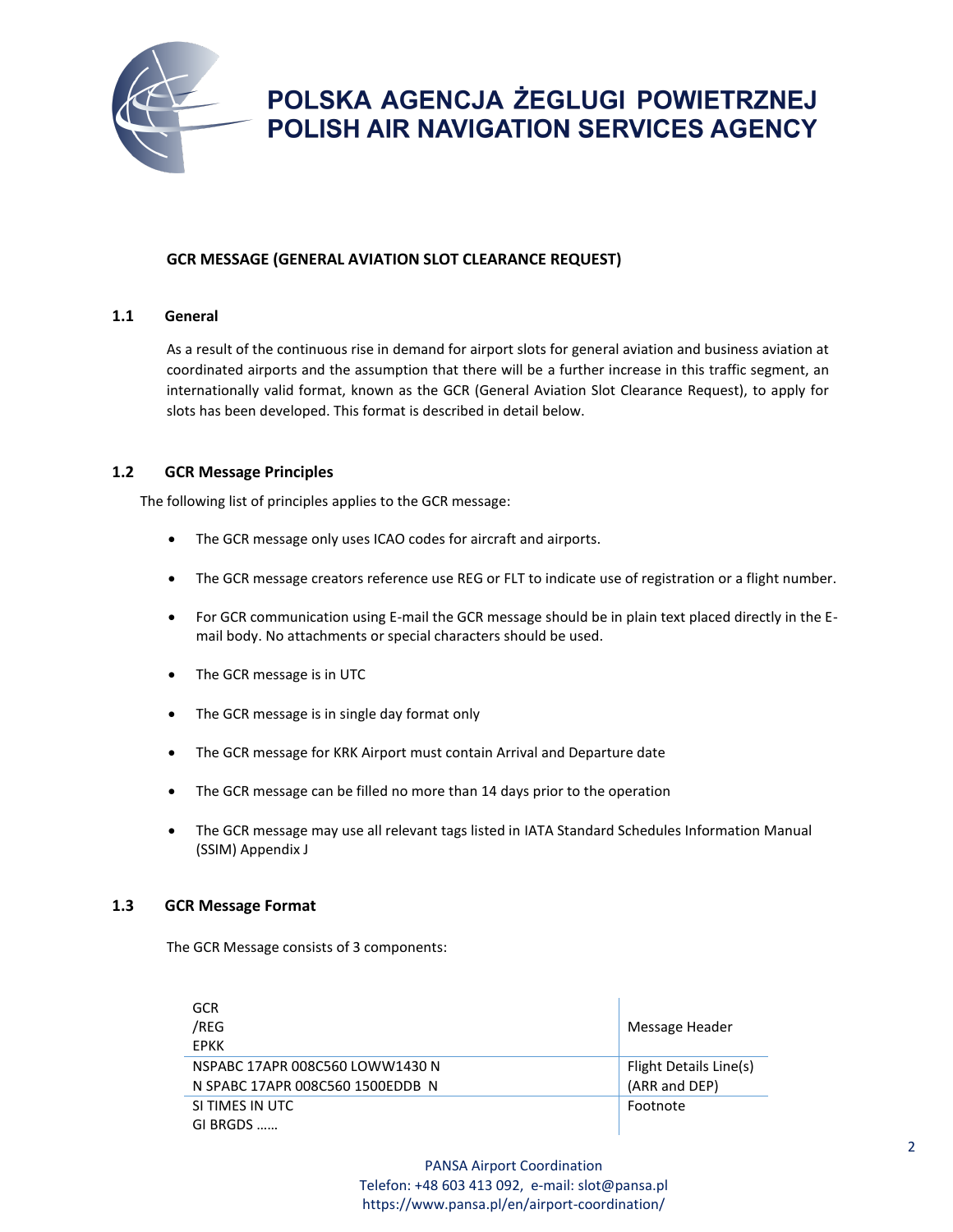## GCR MESSAGE (GENERAL AVIATION SLOT CLEARANCE REQUEST)

### 1.1 General

As a result of the continuous rise in demand for airport slots for general aviation and business aviation at coordinated airports and the assumption that there will be a further increase in this traffic segment, an internationally valid format, known as the GCR (General Aviation Slot Clearance Request), to apply for slots has been developed. This format is described in detail below.

### 1.2 GCR Message Principles

The following list of principles applies to the GCR message:

- The GCR message only uses ICAO codes for aircraft and airports.
- The GCR message creators reference use REG or FLT to indicate use of registration or a flight number.
- For GCR communication using E-mail the GCR message should be in plain text placed directly in the E-mail body. No attachments or special characters should be used.
- The GCR message is in UTC
- The GCR message is in single day format only
- The GCR message for KRK Airport must contain Arrival and Departure date
- The GCR message can be filled no more than 14 days prior to the operation
- The GCR message may use all relevant tags listed in IATA Standard Schedules Information Manual (SSIM) Appendix J

### 1.3 GCR Message Format

The GCR Message consists of 3 components:

| | |
|---|---|
| GCR<br>/REG<br>EPKK | Message Header |
| NSPABC 17APR 008C560 LOWW1430 N<br>N SPABC 17APR 008C560 1500EDDB N | Flight Details Line(s)<br>(ARR and DEP) |
| SI TIMES IN UTC<br>GI BRGDS …… | Footnote |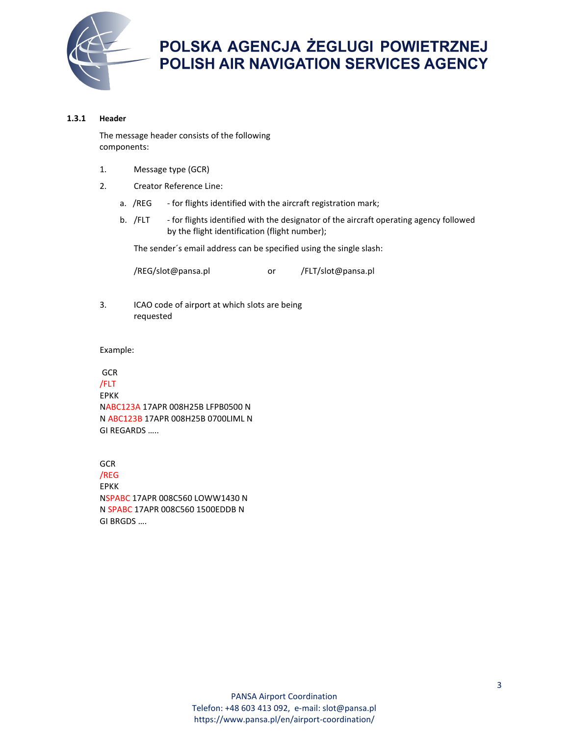### 1.3.1 Header

The message header consists of the following components:

1. Message type (GCR)
2. Creator Reference Line:
   a. /REG - for flights identified with the aircraft registration mark;
   b. /FLT - for flights identified with the designator of the aircraft operating agency followed by the flight identification (flight number);

   The sender´s email address can be specified using the single slash:

   /REG/slot@pansa.pl or /FLT/slot@pansa.pl

3. ICAO code of airport at which slots are being requested

Example:

```
GCR
/FLT
EPKK
NABC123A 17APR 008H25B LFPB0500 N
N ABC123B 17APR 008H25B 0700LIML N
GI REGARDS …..
```

```
GCR
/REG
EPKK
NSPABC 17APR 008C560 LOWW1430 N
N SPABC 17APR 008C560 1500EDDB N
GI BRGDS ….
```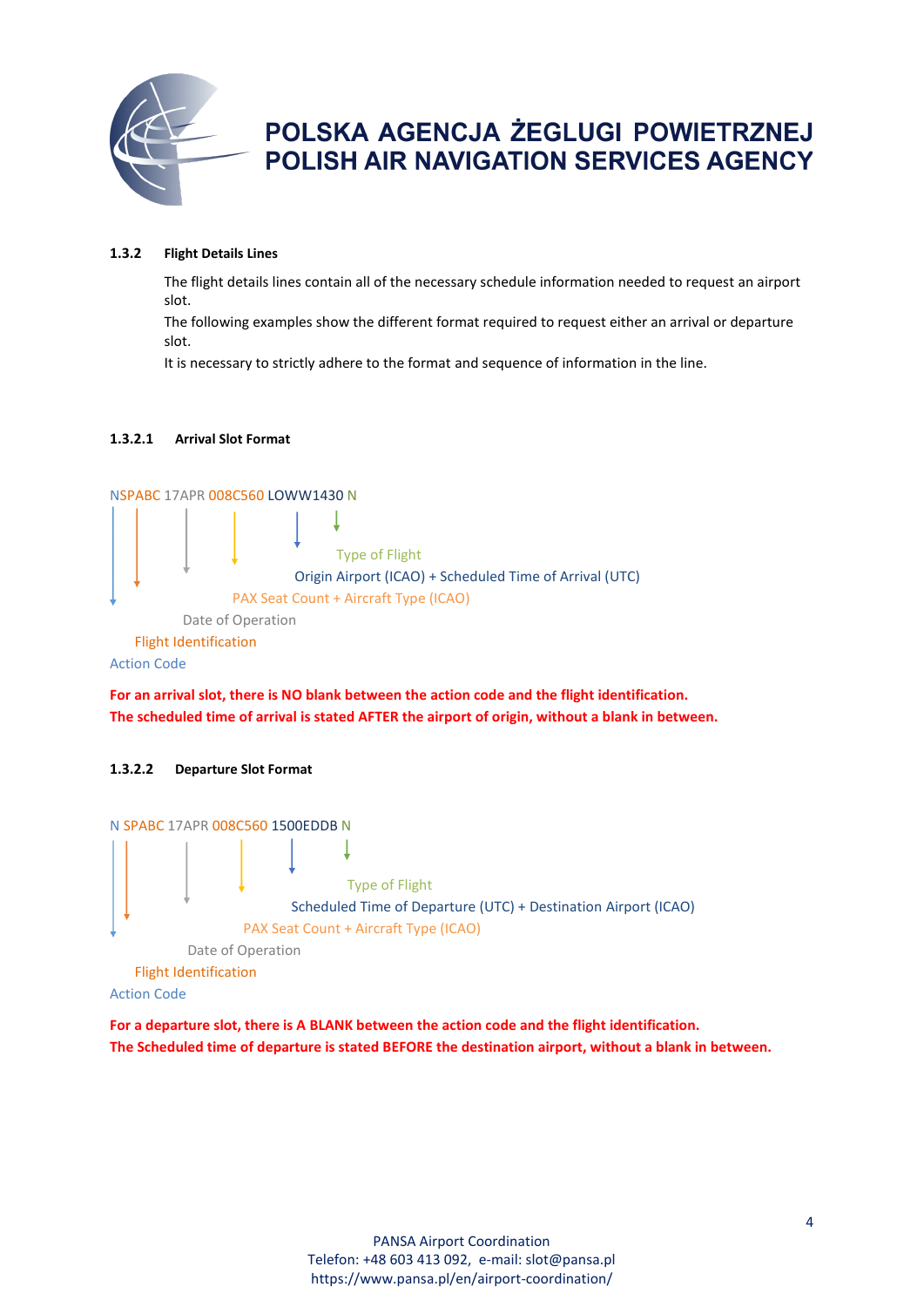#### 1.3.2 Flight Details Lines

The flight details lines contain all of the necessary schedule information needed to request an airport slot.

The following examples show the different format required to request either an arrival or departure slot.

It is necessary to strictly adhere to the format and sequence of information in the line.

##### 1.3.2.1 Arrival Slot Format

```
NSPABC 17APR 008C560 LOWW1430 N
```

- Type of Flight
- Origin Airport (ICAO) + Scheduled Time of Arrival (UTC)
- PAX Seat Count + Aircraft Type (ICAO)
- Date of Operation
- Flight Identification
- Action Code

**For an arrival slot, there is NO blank between the action code and the flight identification.**
**The scheduled time of arrival is stated AFTER the airport of origin, without a blank in between.**

##### 1.3.2.2 Departure Slot Format

```
N SPABC 17APR 008C560 1500EDDB N
```

- Type of Flight
- Scheduled Time of Departure (UTC) + Destination Airport (ICAO)
- PAX Seat Count + Aircraft Type (ICAO)
- Date of Operation
- Flight Identification
- Action Code

**For a departure slot, there is A BLANK between the action code and the flight identification.**
**The Scheduled time of departure is stated BEFORE the destination airport, without a blank in between.**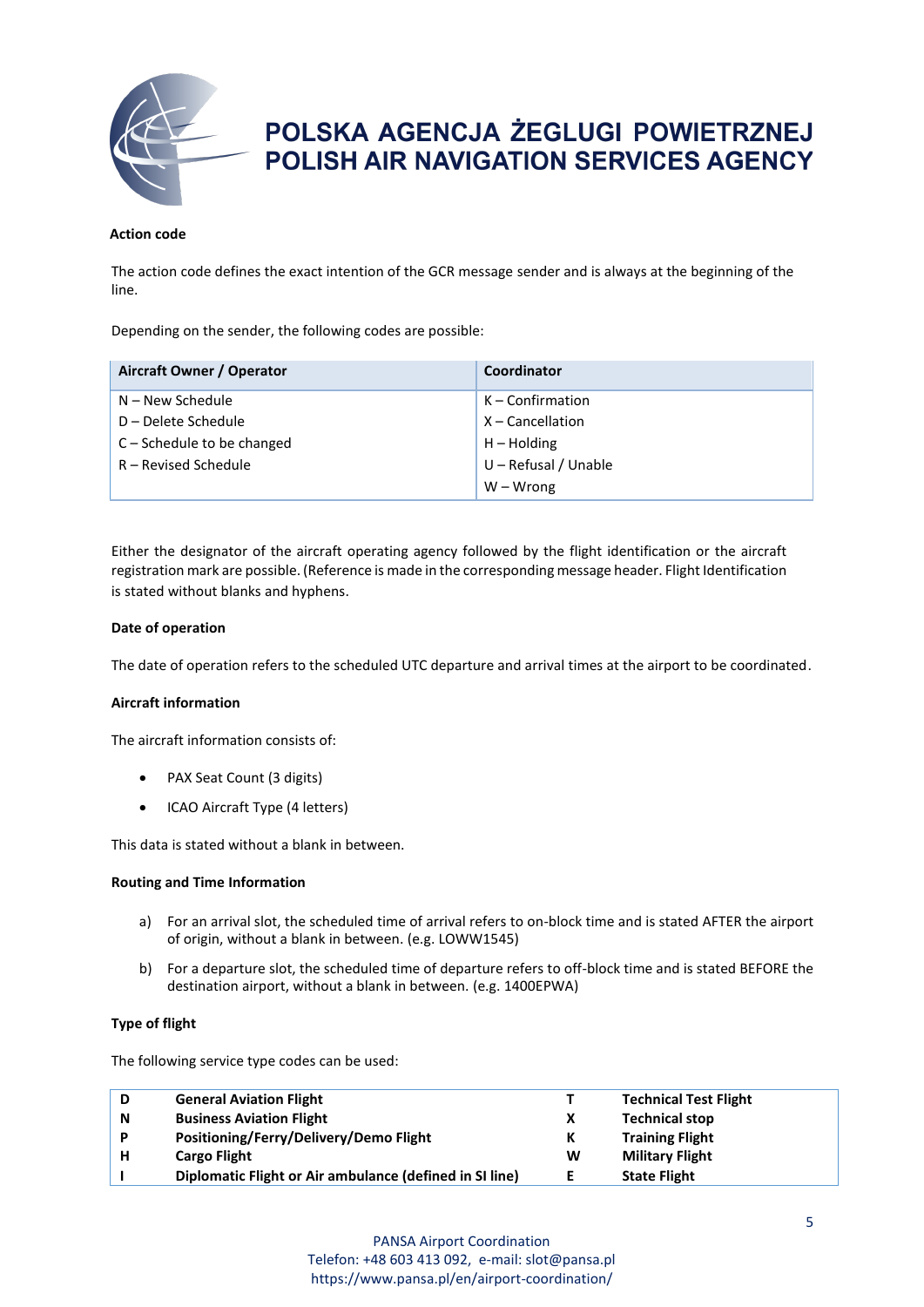**Action code**

The action code defines the exact intention of the GCR message sender and is always at the beginning of the line.

Depending on the sender, the following codes are possible:

| Aircraft Owner / Operator | Coordinator |
|---|---|
| N – New Schedule | K – Confirmation |
| D – Delete Schedule | X – Cancellation |
| C – Schedule to be changed | H – Holding |
| R – Revised Schedule | U – Refusal / Unable |
| | W – Wrong |

Either the designator of the aircraft operating agency followed by the flight identification or the aircraft registration mark are possible. (Reference is made in the corresponding message header. Flight Identification is stated without blanks and hyphens.

**Date of operation**

The date of operation refers to the scheduled UTC departure and arrival times at the airport to be coordinated.

**Aircraft information**

The aircraft information consists of:

- PAX Seat Count (3 digits)
- ICAO Aircraft Type (4 letters)

This data is stated without a blank in between.

**Routing and Time Information**

a) For an arrival slot, the scheduled time of arrival refers to on-block time and is stated AFTER the airport of origin, without a blank in between. (e.g. LOWW1545)

b) For a departure slot, the scheduled time of departure refers to off-block time and is stated BEFORE the destination airport, without a blank in between. (e.g. 1400EPWA)

**Type of flight**

The following service type codes can be used:

| | | | |
|---|---|---|---|
| **D** | **General Aviation Flight** | **T** | **Technical Test Flight** |
| **N** | **Business Aviation Flight** | **X** | **Technical stop** |
| **P** | **Positioning/Ferry/Delivery/Demo Flight** | **K** | **Training Flight** |
| **H** | **Cargo Flight** | **W** | **Military Flight** |
| **I** | **Diplomatic Flight or Air ambulance (defined in SI line)** | **E** | **State Flight** |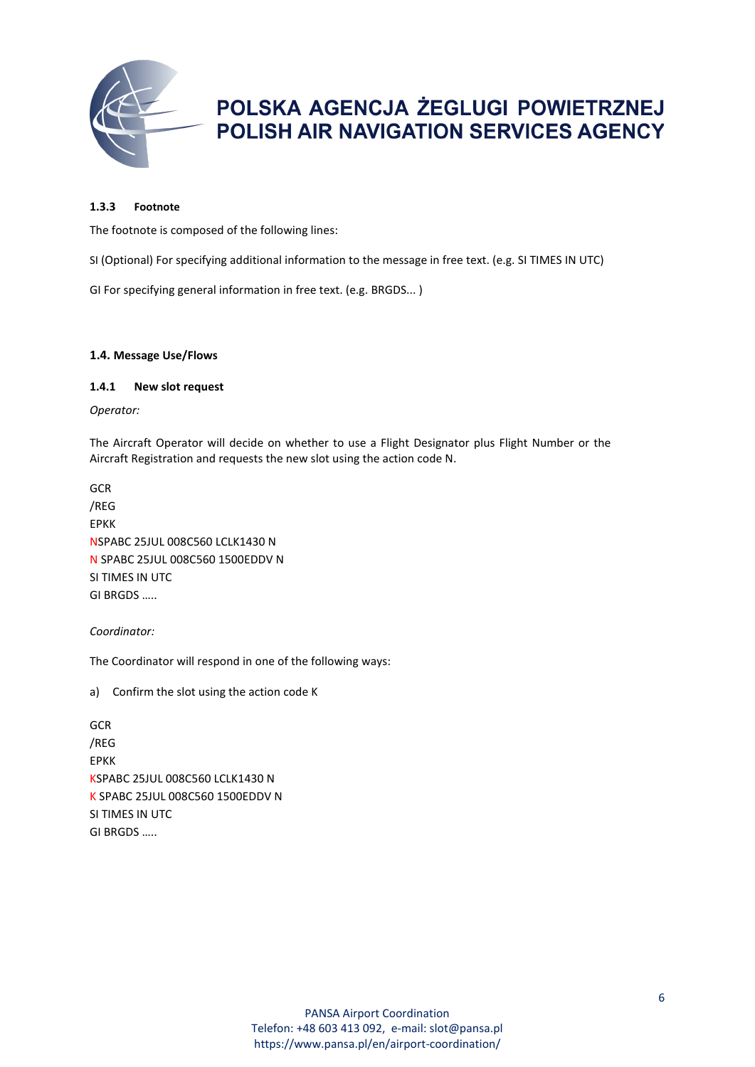#### 1.3.3 Footnote

The footnote is composed of the following lines:

SI (Optional) For specifying additional information to the message in free text. (e.g. SI TIMES IN UTC)

GI For specifying general information in free text. (e.g. BRGDS... )

### 1.4. Message Use/Flows

#### 1.4.1 New slot request

*Operator:*

The Aircraft Operator will decide on whether to use a Flight Designator plus Flight Number or the Aircraft Registration and requests the new slot using the action code N.

```
GCR
/REG
EPKK
NSPABC 25JUL 008C560 LCLK1430 N
N SPABC 25JUL 008C560 1500EDDV N
SI TIMES IN UTC
GI BRGDS …..
```

*Coordinator:*

The Coordinator will respond in one of the following ways:

a) Confirm the slot using the action code K

```
GCR
/REG
EPKK
KSPABC 25JUL 008C560 LCLK1430 N
K SPABC 25JUL 008C560 1500EDDV N
SI TIMES IN UTC
GI BRGDS …..
```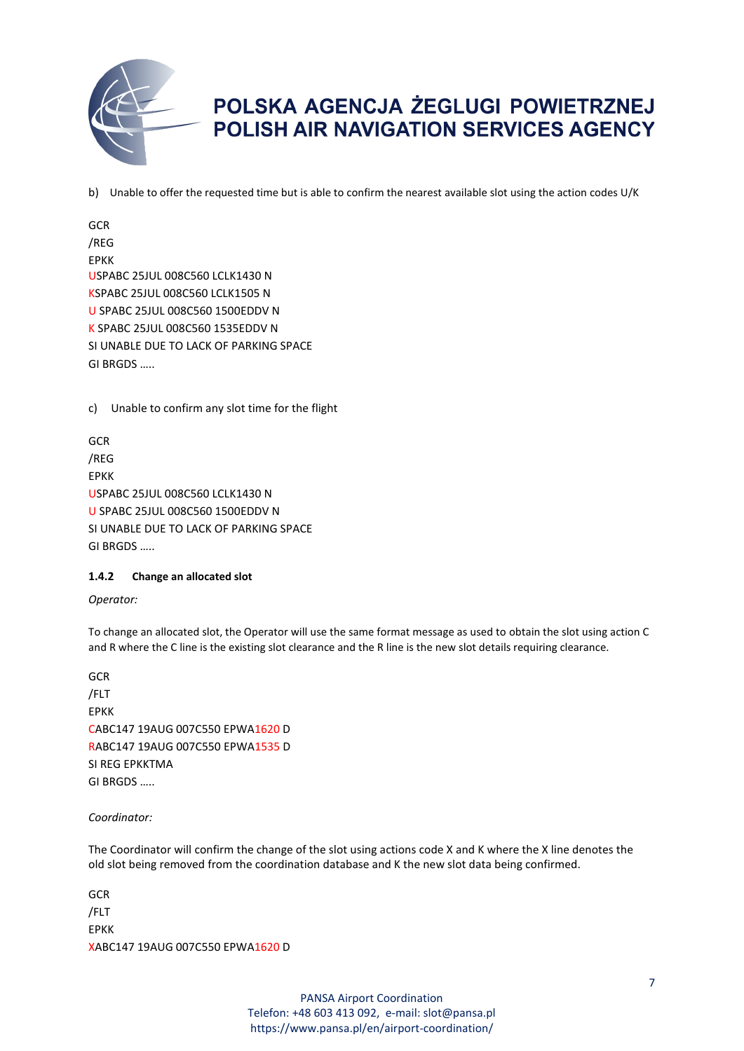b) Unable to offer the requested time but is able to confirm the nearest available slot using the action codes U/K

GCR
/REG
EPKK
USPABC 25JUL 008C560 LCLK1430 N
KSPABC 25JUL 008C560 LCLK1505 N
U SPABC 25JUL 008C560 1500EDDV N
K SPABC 25JUL 008C560 1535EDDV N
SI UNABLE DUE TO LACK OF PARKING SPACE
GI BRGDS .....

c) Unable to confirm any slot time for the flight

GCR
/REG
EPKK
USPABC 25JUL 008C560 LCLK1430 N
U SPABC 25JUL 008C560 1500EDDV N
SI UNABLE DUE TO LACK OF PARKING SPACE
GI BRGDS .....

#### 1.4.2 Change an allocated slot

*Operator:*

To change an allocated slot, the Operator will use the same format message as used to obtain the slot using action C and R where the C line is the existing slot clearance and the R line is the new slot details requiring clearance.

GCR
/FLT
EPKK
CABC147 19AUG 007C550 EPWA1620 D
RABC147 19AUG 007C550 EPWA1535 D
SI REG EPKKTMA
GI BRGDS .....

*Coordinator:*

The Coordinator will confirm the change of the slot using actions code X and K where the X line denotes the old slot being removed from the coordination database and K the new slot data being confirmed.

GCR
/FLT
EPKK
XABC147 19AUG 007C550 EPWA1620 D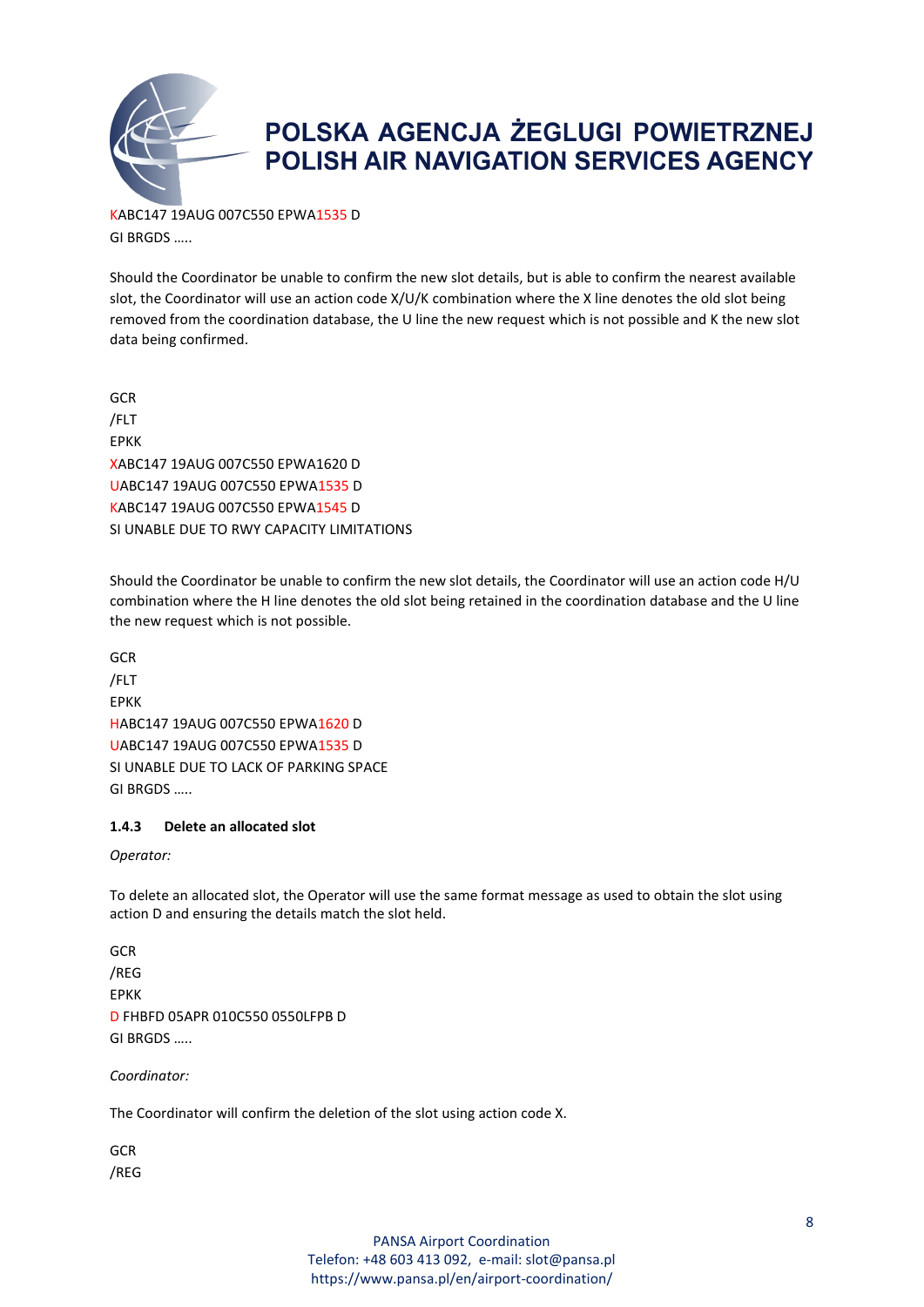KABC147 19AUG 007C550 EPWA1535 D
GI BRGDS …..

Should the Coordinator be unable to confirm the new slot details, but is able to confirm the nearest available slot, the Coordinator will use an action code X/U/K combination where the X line denotes the old slot being removed from the coordination database, the U line the new request which is not possible and K the new slot data being confirmed.

GCR
/FLT
EPKK
XABC147 19AUG 007C550 EPWA1620 D
UABC147 19AUG 007C550 EPWA1535 D
KABC147 19AUG 007C550 EPWA1545 D
SI UNABLE DUE TO RWY CAPACITY LIMITATIONS

Should the Coordinator be unable to confirm the new slot details, the Coordinator will use an action code H/U combination where the H line denotes the old slot being retained in the coordination database and the U line the new request which is not possible.

GCR
/FLT
EPKK
HABC147 19AUG 007C550 EPWA1620 D
UABC147 19AUG 007C550 EPWA1535 D
SI UNABLE DUE TO LACK OF PARKING SPACE
GI BRGDS …..

### 1.4.3 Delete an allocated slot

*Operator:*

To delete an allocated slot, the Operator will use the same format message as used to obtain the slot using action D and ensuring the details match the slot held.

GCR
/REG
EPKK
D FHBFD 05APR 010C550 0550LFPB D
GI BRGDS …..

*Coordinator:*

The Coordinator will confirm the deletion of the slot using action code X.

GCR
/REG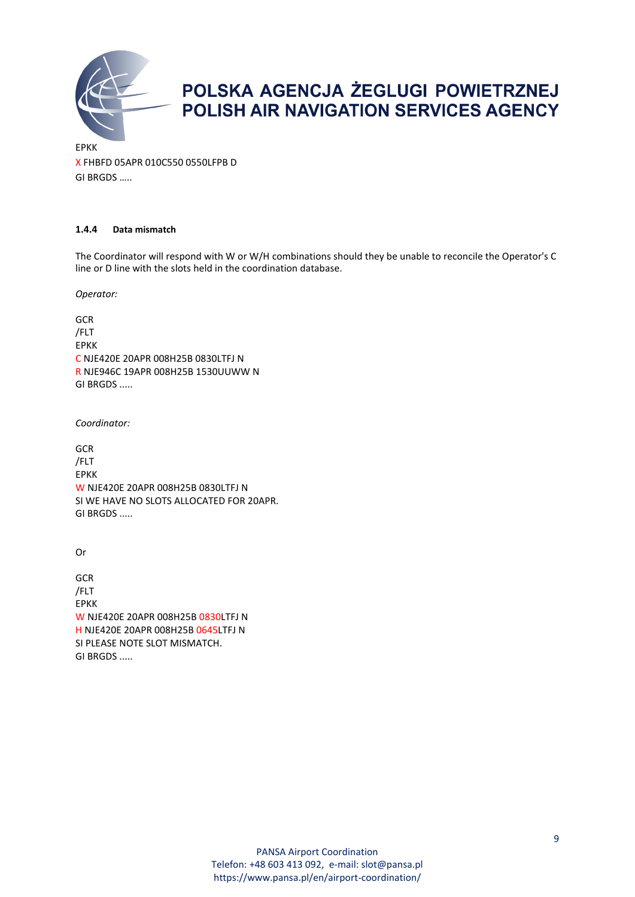EPKK
X FHBFD 05APR 010C550 0550LFPB D
GI BRGDS .....

#### 1.4.4 Data mismatch

The Coordinator will respond with W or W/H combinations should they be unable to reconcile the Operator's C line or D line with the slots held in the coordination database.

*Operator:*

GCR
/FLT
EPKK
C NJE420E 20APR 008H25B 0830LTFJ N
R NJE946C 19APR 008H25B 1530UUWW N
GI BRGDS .....

*Coordinator:*

GCR
/FLT
EPKK
W NJE420E 20APR 008H25B 0830LTFJ N
SI WE HAVE NO SLOTS ALLOCATED FOR 20APR.
GI BRGDS .....

Or

GCR
/FLT
EPKK
W NJE420E 20APR 008H25B 0830LTFJ N
H NJE420E 20APR 008H25B 0645LTFJ N
SI PLEASE NOTE SLOT MISMATCH.
GI BRGDS .....